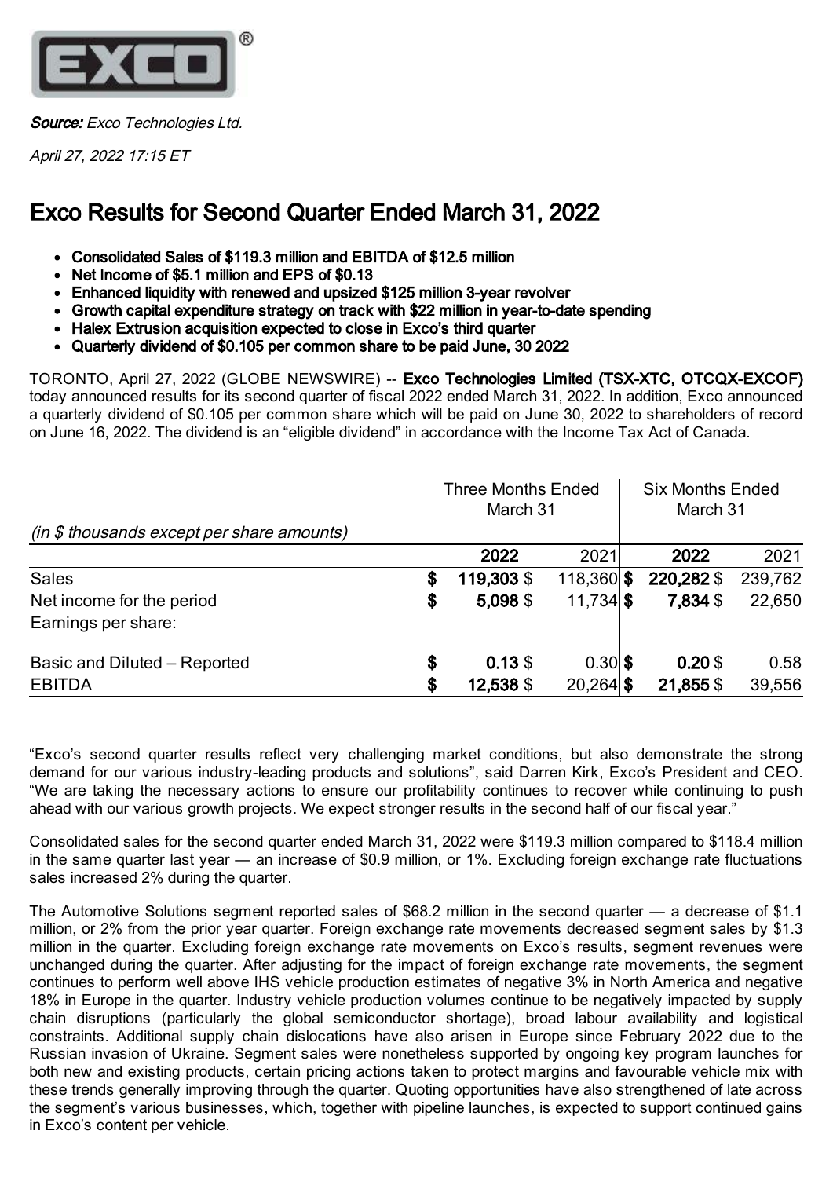***Source:*** *Exco Technologies Ltd.*

*April 27, 2022 17:15 ET*

# Exco Results for Second Quarter Ended March 31, 2022

- **Consolidated Sales of $119.3 million and EBITDA of $12.5 million**
- **Net Income of $5.1 million and EPS of $0.13**
- **Enhanced liquidity with renewed and upsized $125 million 3-year revolver**
- **Growth capital expenditure strategy on track with $22 million in year-to-date spending**
- **Halex Extrusion acquisition expected to close in Exco's third quarter**
- **Quarterly dividend of $0.105 per common share to be paid June, 30 2022**

TORONTO, April 27, 2022 (GLOBE NEWSWIRE) -- **Exco Technologies Limited (TSX-XTC, OTCQX-EXCOF)** today announced results for its second quarter of fiscal 2022 ended March 31, 2022. In addition, Exco announced a quarterly dividend of $0.105 per common share which will be paid on June 30, 2022 to shareholders of record on June 16, 2022. The dividend is an "eligible dividend" in accordance with the Income Tax Act of Canada.

| | Three Months Ended March 31 | | Six Months Ended March 31 | |
|---|---|---|---|---|
| *(in $ thousands except per share amounts)* | | | | |
| | **2022** | 2021 | **2022** | 2021 |
| Sales | **$ 119,303** | $ 118,360 | **$ 220,282** | $ 239,762 |
| Net income for the period | **$ 5,098** | $ 11,734 | **$ 7,834** | $ 22,650 |
| Earnings per share: | | | | |
| Basic and Diluted – Reported | **$ 0.13** | $ 0.30 | **$ 0.20** | $ 0.58 |
| EBITDA | **$ 12,538** | $ 20,264 | **$ 21,855** | $ 39,556 |

"Exco's second quarter results reflect very challenging market conditions, but also demonstrate the strong demand for our various industry-leading products and solutions", said Darren Kirk, Exco's President and CEO. "We are taking the necessary actions to ensure our profitability continues to recover while continuing to push ahead with our various growth projects. We expect stronger results in the second half of our fiscal year."

Consolidated sales for the second quarter ended March 31, 2022 were $119.3 million compared to $118.4 million in the same quarter last year — an increase of $0.9 million, or 1%. Excluding foreign exchange rate fluctuations sales increased 2% during the quarter.

The Automotive Solutions segment reported sales of $68.2 million in the second quarter — a decrease of $1.1 million, or 2% from the prior year quarter. Foreign exchange rate movements decreased segment sales by $1.3 million in the quarter. Excluding foreign exchange rate movements on Exco's results, segment revenues were unchanged during the quarter. After adjusting for the impact of foreign exchange rate movements, the segment continues to perform well above IHS vehicle production estimates of negative 3% in North America and negative 18% in Europe in the quarter. Industry vehicle production volumes continue to be negatively impacted by supply chain disruptions (particularly the global semiconductor shortage), broad labour availability and logistical constraints. Additional supply chain dislocations have also arisen in Europe since February 2022 due to the Russian invasion of Ukraine. Segment sales were nonetheless supported by ongoing key program launches for both new and existing products, certain pricing actions taken to protect margins and favourable vehicle mix with these trends generally improving through the quarter. Quoting opportunities have also strengthened of late across the segment's various businesses, which, together with pipeline launches, is expected to support continued gains in Exco's content per vehicle.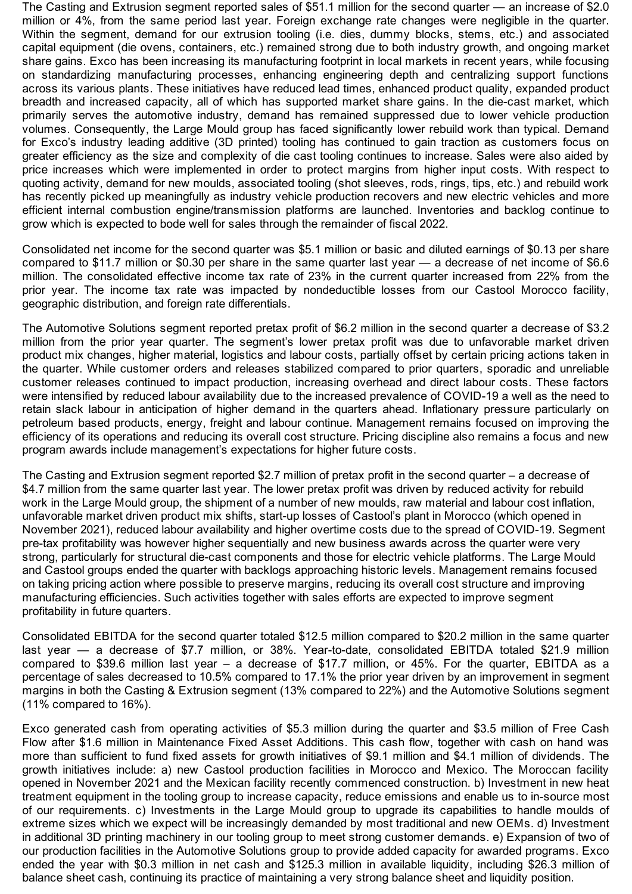The Casting and Extrusion segment reported sales of $51.1 million for the second quarter — an increase of $2.0 million or 4%, from the same period last year. Foreign exchange rate changes were negligible in the quarter. Within the segment, demand for our extrusion tooling (i.e. dies, dummy blocks, stems, etc.) and associated capital equipment (die ovens, containers, etc.) remained strong due to both industry growth, and ongoing market share gains. Exco has been increasing its manufacturing footprint in local markets in recent years, while focusing on standardizing manufacturing processes, enhancing engineering depth and centralizing support functions across its various plants. These initiatives have reduced lead times, enhanced product quality, expanded product breadth and increased capacity, all of which has supported market share gains. In the die-cast market, which primarily serves the automotive industry, demand has remained suppressed due to lower vehicle production volumes. Consequently, the Large Mould group has faced significantly lower rebuild work than typical. Demand for Exco's industry leading additive (3D printed) tooling has continued to gain traction as customers focus on greater efficiency as the size and complexity of die cast tooling continues to increase. Sales were also aided by price increases which were implemented in order to protect margins from higher input costs. With respect to quoting activity, demand for new moulds, associated tooling (shot sleeves, rods, rings, tips, etc.) and rebuild work has recently picked up meaningfully as industry vehicle production recovers and new electric vehicles and more efficient internal combustion engine/transmission platforms are launched. Inventories and backlog continue to grow which is expected to bode well for sales through the remainder of fiscal 2022.

Consolidated net income for the second quarter was $5.1 million or basic and diluted earnings of $0.13 per share compared to $11.7 million or $0.30 per share in the same quarter last year — a decrease of net income of $6.6 million. The consolidated effective income tax rate of 23% in the current quarter increased from 22% from the prior year. The income tax rate was impacted by nondeductible losses from our Castool Morocco facility, geographic distribution, and foreign rate differentials.

The Automotive Solutions segment reported pretax profit of $6.2 million in the second quarter a decrease of $3.2 million from the prior year quarter. The segment's lower pretax profit was due to unfavorable market driven product mix changes, higher material, logistics and labour costs, partially offset by certain pricing actions taken in the quarter. While customer orders and releases stabilized compared to prior quarters, sporadic and unreliable customer releases continued to impact production, increasing overhead and direct labour costs. These factors were intensified by reduced labour availability due to the increased prevalence of COVID-19 a well as the need to retain slack labour in anticipation of higher demand in the quarters ahead. Inflationary pressure particularly on petroleum based products, energy, freight and labour continue. Management remains focused on improving the efficiency of its operations and reducing its overall cost structure. Pricing discipline also remains a focus and new program awards include management's expectations for higher future costs.

The Casting and Extrusion segment reported $2.7 million of pretax profit in the second quarter – a decrease of $4.7 million from the same quarter last year. The lower pretax profit was driven by reduced activity for rebuild work in the Large Mould group, the shipment of a number of new moulds, raw material and labour cost inflation, unfavorable market driven product mix shifts, start-up losses of Castool's plant in Morocco (which opened in November 2021), reduced labour availability and higher overtime costs due to the spread of COVID-19. Segment pre-tax profitability was however higher sequentially and new business awards across the quarter were very strong, particularly for structural die-cast components and those for electric vehicle platforms. The Large Mould and Castool groups ended the quarter with backlogs approaching historic levels. Management remains focused on taking pricing action where possible to preserve margins, reducing its overall cost structure and improving manufacturing efficiencies. Such activities together with sales efforts are expected to improve segment profitability in future quarters.

Consolidated EBITDA for the second quarter totaled $12.5 million compared to $20.2 million in the same quarter last year — a decrease of $7.7 million, or 38%. Year-to-date, consolidated EBITDA totaled $21.9 million compared to $39.6 million last year – a decrease of $17.7 million, or 45%. For the quarter, EBITDA as a percentage of sales decreased to 10.5% compared to 17.1% the prior year driven by an improvement in segment margins in both the Casting & Extrusion segment (13% compared to 22%) and the Automotive Solutions segment (11% compared to 16%).

Exco generated cash from operating activities of $5.3 million during the quarter and $3.5 million of Free Cash Flow after $1.6 million in Maintenance Fixed Asset Additions. This cash flow, together with cash on hand was more than sufficient to fund fixed assets for growth initiatives of $9.1 million and $4.1 million of dividends. The growth initiatives include: a) new Castool production facilities in Morocco and Mexico. The Moroccan facility opened in November 2021 and the Mexican facility recently commenced construction. b) Investment in new heat treatment equipment in the tooling group to increase capacity, reduce emissions and enable us to in-source most of our requirements. c) Investments in the Large Mould group to upgrade its capabilities to handle moulds of extreme sizes which we expect will be increasingly demanded by most traditional and new OEMs. d) Investment in additional 3D printing machinery in our tooling group to meet strong customer demands. e) Expansion of two of our production facilities in the Automotive Solutions group to provide added capacity for awarded programs. Exco ended the year with $0.3 million in net cash and $125.3 million in available liquidity, including $26.3 million of balance sheet cash, continuing its practice of maintaining a very strong balance sheet and liquidity position.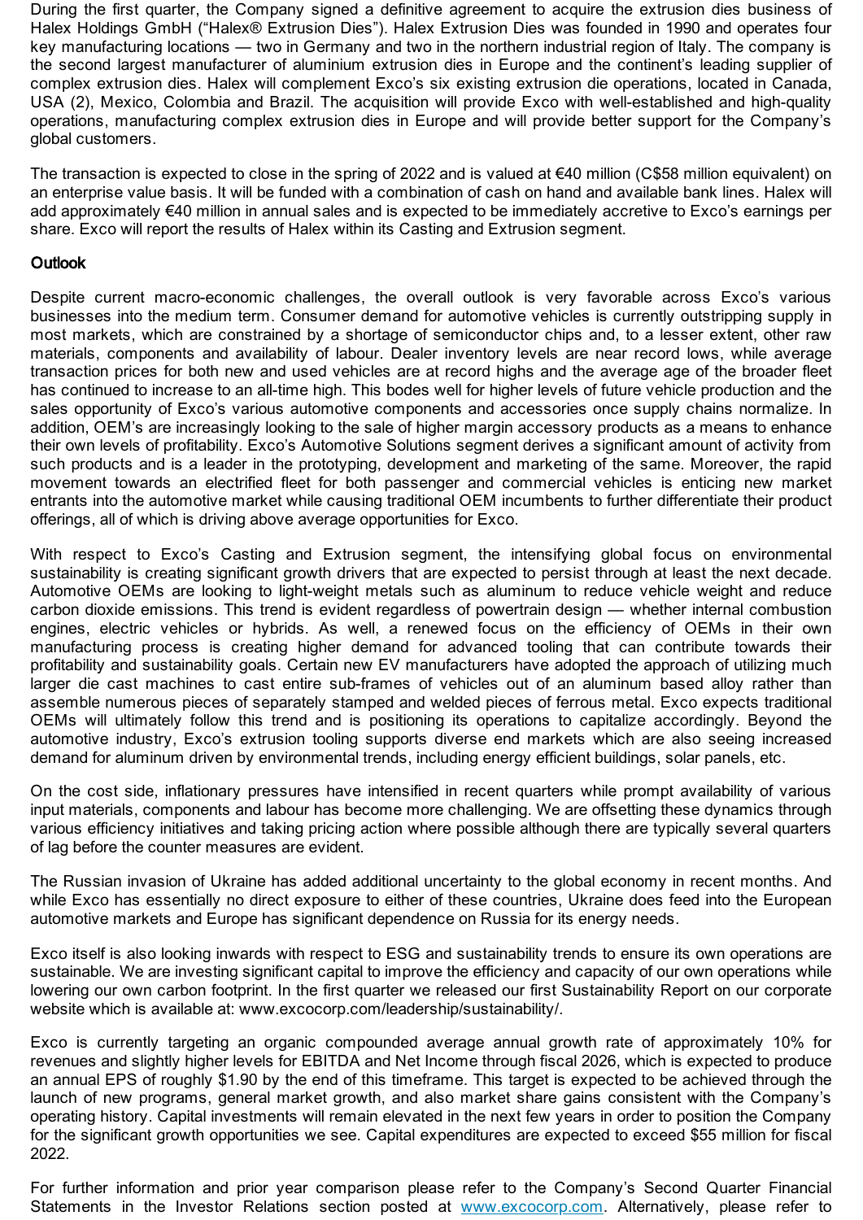During the first quarter, the Company signed a definitive agreement to acquire the extrusion dies business of Halex Holdings GmbH ("Halex® Extrusion Dies"). Halex Extrusion Dies was founded in 1990 and operates four key manufacturing locations — two in Germany and two in the northern industrial region of Italy. The company is the second largest manufacturer of aluminium extrusion dies in Europe and the continent's leading supplier of complex extrusion dies. Halex will complement Exco's six existing extrusion die operations, located in Canada, USA (2), Mexico, Colombia and Brazil. The acquisition will provide Exco with well-established and high-quality operations, manufacturing complex extrusion dies in Europe and will provide better support for the Company's global customers.

The transaction is expected to close in the spring of 2022 and is valued at €40 million (C$58 million equivalent) on an enterprise value basis. It will be funded with a combination of cash on hand and available bank lines. Halex will add approximately €40 million in annual sales and is expected to be immediately accretive to Exco's earnings per share. Exco will report the results of Halex within its Casting and Extrusion segment.

## Outlook

Despite current macro-economic challenges, the overall outlook is very favorable across Exco's various businesses into the medium term. Consumer demand for automotive vehicles is currently outstripping supply in most markets, which are constrained by a shortage of semiconductor chips and, to a lesser extent, other raw materials, components and availability of labour. Dealer inventory levels are near record lows, while average transaction prices for both new and used vehicles are at record highs and the average age of the broader fleet has continued to increase to an all-time high. This bodes well for higher levels of future vehicle production and the sales opportunity of Exco's various automotive components and accessories once supply chains normalize. In addition, OEM's are increasingly looking to the sale of higher margin accessory products as a means to enhance their own levels of profitability. Exco's Automotive Solutions segment derives a significant amount of activity from such products and is a leader in the prototyping, development and marketing of the same. Moreover, the rapid movement towards an electrified fleet for both passenger and commercial vehicles is enticing new market entrants into the automotive market while causing traditional OEM incumbents to further differentiate their product offerings, all of which is driving above average opportunities for Exco.

With respect to Exco's Casting and Extrusion segment, the intensifying global focus on environmental sustainability is creating significant growth drivers that are expected to persist through at least the next decade. Automotive OEMs are looking to light-weight metals such as aluminum to reduce vehicle weight and reduce carbon dioxide emissions. This trend is evident regardless of powertrain design — whether internal combustion engines, electric vehicles or hybrids. As well, a renewed focus on the efficiency of OEMs in their own manufacturing process is creating higher demand for advanced tooling that can contribute towards their profitability and sustainability goals. Certain new EV manufacturers have adopted the approach of utilizing much larger die cast machines to cast entire sub-frames of vehicles out of an aluminum based alloy rather than assemble numerous pieces of separately stamped and welded pieces of ferrous metal. Exco expects traditional OEMs will ultimately follow this trend and is positioning its operations to capitalize accordingly. Beyond the automotive industry, Exco's extrusion tooling supports diverse end markets which are also seeing increased demand for aluminum driven by environmental trends, including energy efficient buildings, solar panels, etc.

On the cost side, inflationary pressures have intensified in recent quarters while prompt availability of various input materials, components and labour has become more challenging. We are offsetting these dynamics through various efficiency initiatives and taking pricing action where possible although there are typically several quarters of lag before the counter measures are evident.

The Russian invasion of Ukraine has added additional uncertainty to the global economy in recent months. And while Exco has essentially no direct exposure to either of these countries, Ukraine does feed into the European automotive markets and Europe has significant dependence on Russia for its energy needs.

Exco itself is also looking inwards with respect to ESG and sustainability trends to ensure its own operations are sustainable. We are investing significant capital to improve the efficiency and capacity of our own operations while lowering our own carbon footprint. In the first quarter we released our first Sustainability Report on our corporate website which is available at: www.excocorp.com/leadership/sustainability/.

Exco is currently targeting an organic compounded average annual growth rate of approximately 10% for revenues and slightly higher levels for EBITDA and Net Income through fiscal 2026, which is expected to produce an annual EPS of roughly $1.90 by the end of this timeframe. This target is expected to be achieved through the launch of new programs, general market growth, and also market share gains consistent with the Company's operating history. Capital investments will remain elevated in the next few years in order to position the Company for the significant growth opportunities we see. Capital expenditures are expected to exceed $55 million for fiscal 2022.

For further information and prior year comparison please refer to the Company's Second Quarter Financial Statements in the Investor Relations section posted at www.excocorp.com. Alternatively, please refer to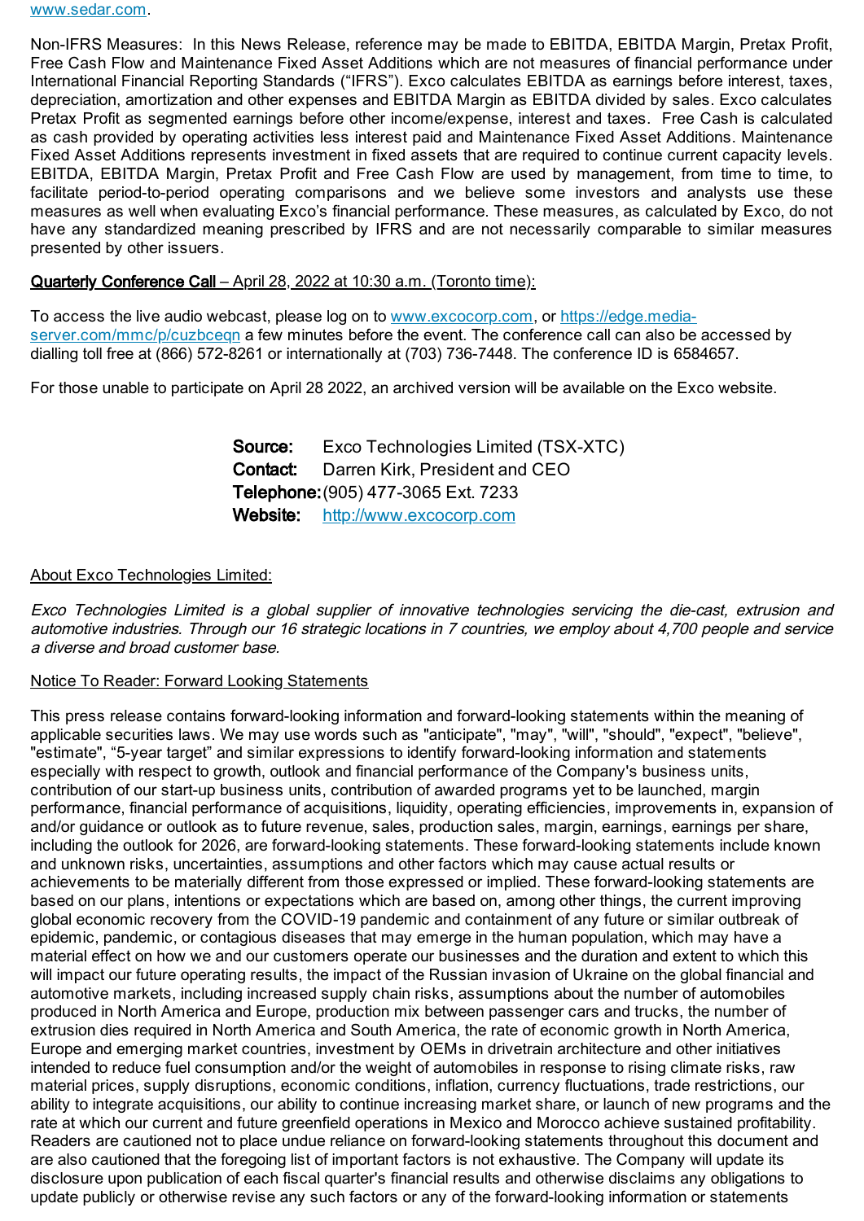[www.sedar.com](http://www.sedar.com).

Non-IFRS Measures: In this News Release, reference may be made to EBITDA, EBITDA Margin, Pretax Profit, Free Cash Flow and Maintenance Fixed Asset Additions which are not measures of financial performance under International Financial Reporting Standards ("IFRS"). Exco calculates EBITDA as earnings before interest, taxes, depreciation, amortization and other expenses and EBITDA Margin as EBITDA divided by sales. Exco calculates Pretax Profit as segmented earnings before other income/expense, interest and taxes. Free Cash is calculated as cash provided by operating activities less interest paid and Maintenance Fixed Asset Additions. Maintenance Fixed Asset Additions represents investment in fixed assets that are required to continue current capacity levels. EBITDA, EBITDA Margin, Pretax Profit and Free Cash Flow are used by management, from time to time, to facilitate period-to-period operating comparisons and we believe some investors and analysts use these measures as well when evaluating Exco's financial performance. These measures, as calculated by Exco, do not have any standardized meaning prescribed by IFRS and are not necessarily comparable to similar measures presented by other issuers.

**Quarterly Conference Call** – April 28, 2022 at 10:30 a.m. (Toronto time):

To access the live audio webcast, please log on to [www.excocorp.com](http://www.excocorp.com), or [https://edge.media-server.com/mmc/p/cuzbceqn](https://edge.media-server.com/mmc/p/cuzbceqn) a few minutes before the event. The conference call can also be accessed by dialling toll free at (866) 572-8261 or internationally at (703) 736-7448. The conference ID is 6584657.

For those unable to participate on April 28 2022, an archived version will be available on the Exco website.

**Source:** Exco Technologies Limited (TSX-XTC)
**Contact:** Darren Kirk, President and CEO
**Telephone:** (905) 477-3065 Ext. 7233
**Website:** [http://www.excocorp.com](http://www.excocorp.com)

About Exco Technologies Limited:

*Exco Technologies Limited is a global supplier of innovative technologies servicing the die-cast, extrusion and automotive industries. Through our 16 strategic locations in 7 countries, we employ about 4,700 people and service a diverse and broad customer base.*

Notice To Reader: Forward Looking Statements

This press release contains forward-looking information and forward-looking statements within the meaning of applicable securities laws. We may use words such as "anticipate", "may", "will", "should", "expect", "believe", "estimate", "5-year target" and similar expressions to identify forward-looking information and statements especially with respect to growth, outlook and financial performance of the Company's business units, contribution of our start-up business units, contribution of awarded programs yet to be launched, margin performance, financial performance of acquisitions, liquidity, operating efficiencies, improvements in, expansion of and/or guidance or outlook as to future revenue, sales, production sales, margin, earnings, earnings per share, including the outlook for 2026, are forward-looking statements. These forward-looking statements include known and unknown risks, uncertainties, assumptions and other factors which may cause actual results or achievements to be materially different from those expressed or implied. These forward-looking statements are based on our plans, intentions or expectations which are based on, among other things, the current improving global economic recovery from the COVID-19 pandemic and containment of any future or similar outbreak of epidemic, pandemic, or contagious diseases that may emerge in the human population, which may have a material effect on how we and our customers operate our businesses and the duration and extent to which this will impact our future operating results, the impact of the Russian invasion of Ukraine on the global financial and automotive markets, including increased supply chain risks, assumptions about the number of automobiles produced in North America and Europe, production mix between passenger cars and trucks, the number of extrusion dies required in North America and South America, the rate of economic growth in North America, Europe and emerging market countries, investment by OEMs in drivetrain architecture and other initiatives intended to reduce fuel consumption and/or the weight of automobiles in response to rising climate risks, raw material prices, supply disruptions, economic conditions, inflation, currency fluctuations, trade restrictions, our ability to integrate acquisitions, our ability to continue increasing market share, or launch of new programs and the rate at which our current and future greenfield operations in Mexico and Morocco achieve sustained profitability. Readers are cautioned not to place undue reliance on forward-looking statements throughout this document and are also cautioned that the foregoing list of important factors is not exhaustive. The Company will update its disclosure upon publication of each fiscal quarter's financial results and otherwise disclaims any obligations to update publicly or otherwise revise any such factors or any of the forward-looking information or statements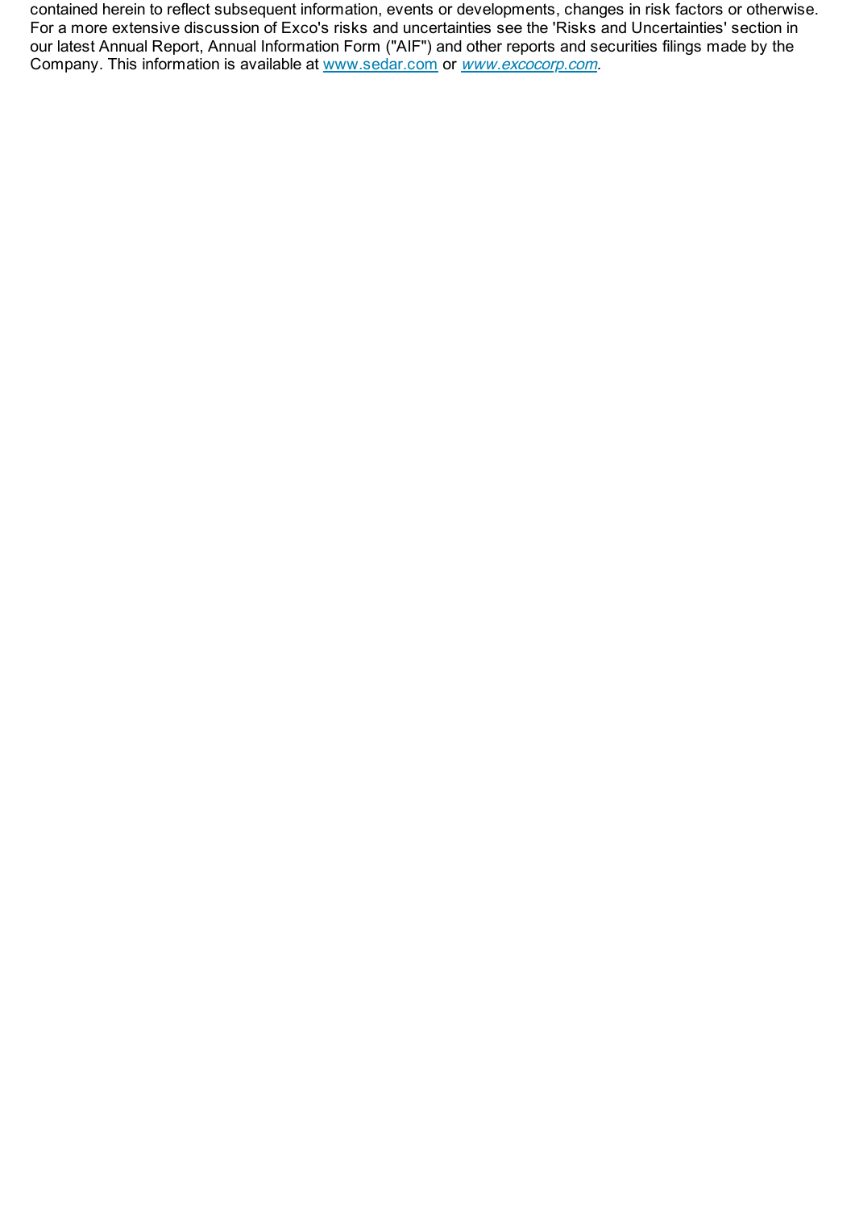contained herein to reflect subsequent information, events or developments, changes in risk factors or otherwise. For a more extensive discussion of Exco's risks and uncertainties see the 'Risks and Uncertainties' section in our latest Annual Report, Annual Information Form ("AIF") and other reports and securities filings made by the Company. This information is available at www.sedar.com or *www.excocorp.com*.